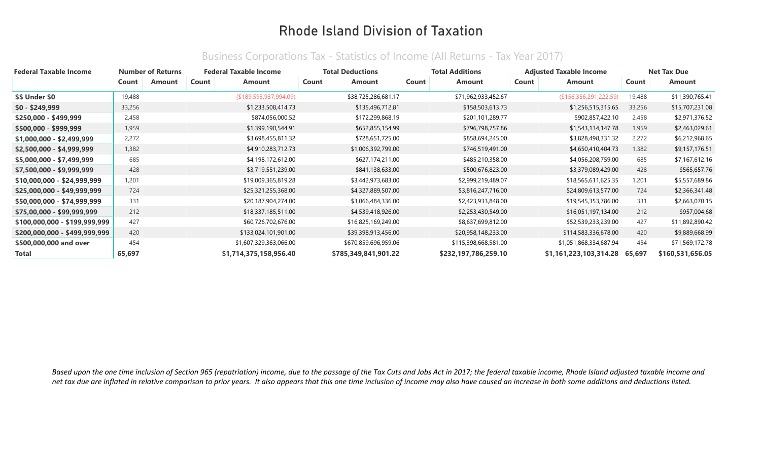# Rhode Island Division of Taxation

## Business Corporations Tax - Statistics of Income (All Returns - Tax Year 2017)

| Federal Taxable Income | Number of Returns | | Federal Taxable Income | | Total Deductions | | Total Additions | | Adjusted Taxable Income | | Net Tax Due | |
|---|---|---|---|---|---|---|---|---|---|---|---|---|
| | Count | Amount | Count | Amount | Count | Amount | Count | Amount | Count | Amount | Count | Amount |
| **$$ Under $0** | 19,488 | | | ($189,593,937,994.09) | | $38,725,286,681.17 | | $71,962,933,452.67 | | ($156,356,291,222.59) | 19,488 | $11,390,765.41 |
| **$0 - $249,999** | 33,256 | | | $1,233,508,414.73 | | $135,496,712.81 | | $158,503,613.73 | | $1,256,515,315.65 | 33,256 | $15,707,231.08 |
| **$250,000 - $499,999** | 2,458 | | | $874,056,000.52 | | $172,299,868.19 | | $201,101,289.77 | | $902,857,422.10 | 2,458 | $2,971,376.52 |
| **$500,000 - $999,999** | 1,959 | | | $1,399,190,544.91 | | $652,855,154.99 | | $796,798,757.86 | | $1,543,134,147.78 | 1,959 | $2,463,029.61 |
| **$1,000,000 - $2,499,999** | 2,272 | | | $3,698,455,811.32 | | $728,651,725.00 | | $858,694,245.00 | | $3,828,498,331.32 | 2,272 | $6,212,968.65 |
| **$2,500,000 - $4,999,999** | 1,382 | | | $4,910,283,712.73 | | $1,006,392,799.00 | | $746,519,491.00 | | $4,650,410,404.73 | 1,382 | $9,157,176.51 |
| **$5,000,000 - $7,499,999** | 685 | | | $4,198,172,612.00 | | $627,174,211.00 | | $485,210,358.00 | | $4,056,208,759.00 | 685 | $7,167,612.16 |
| **$7,500,000 - $9,999,999** | 428 | | | $3,719,551,239.00 | | $841,138,633.00 | | $500,676,823.00 | | $3,379,089,429.00 | 428 | $565,657.76 |
| **$10,000,000 - $24,999,999** | 1,201 | | | $19,009,365,819.28 | | $3,442,973,683.00 | | $2,999,219,489.07 | | $18,565,611,625.35 | 1,201 | $5,557,689.86 |
| **$25,000,000 - $49,999,999** | 724 | | | $25,321,255,368.00 | | $4,327,889,507.00 | | $3,816,247,716.00 | | $24,809,613,577.00 | 724 | $2,366,341.48 |
| **$50,000,000 - $74,999,999** | 331 | | | $20,187,904,274.00 | | $3,066,484,336.00 | | $2,423,933,848.00 | | $19,545,353,786.00 | 331 | $2,663,070.15 |
| **$75,00,000 - $99,999,999** | 212 | | | $18,337,185,511.00 | | $4,539,418,926.00 | | $2,253,430,549.00 | | $16,051,197,134.00 | 212 | $957,004.68 |
| **$100,000,000 - $199,999,999** | 427 | | | $60,726,702,676.00 | | $16,825,169,249.00 | | $8,637,699,812.00 | | $52,539,233,239.00 | 427 | $11,892,890.42 |
| **$200,000,000 - $499,999,999** | 420 | | | $133,024,101,901.00 | | $39,398,913,456.00 | | $20,958,148,233.00 | | $114,583,336,678.00 | 420 | $9,889,668.99 |
| **$500,000,000 and over** | 454 | | | $1,607,329,363,066.00 | | $670,859,696,959.06 | | $115,398,668,581.00 | | $1,051,868,334,687.94 | 454 | $71,569,172.78 |
| **Total** | **65,697** | | | **$1,714,375,158,956.40** | | **$785,349,841,901.22** | | **$232,197,786,259.10** | | **$1,161,223,103,314.28** | **65,697** | **$160,531,656.05** |

*Based upon the one time inclusion of Section 965 (repatriation) income, due to the passage of the Tax Cuts and Jobs Act in 2017; the federal taxable income, Rhode Island adjusted taxable income and net tax due are inflated in relative comparison to prior years. It also appears that this one time inclusion of income may also have caused an increase in both some additions and deductions listed.*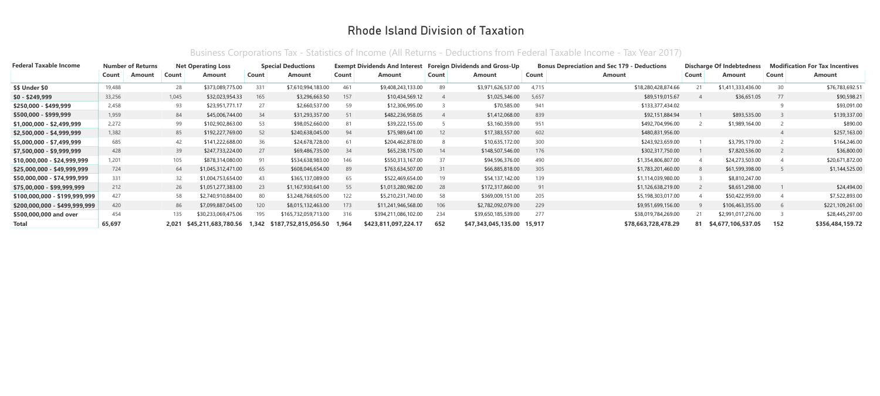# Rhode Island Division of Taxation

## Business Corporations Tax - Statistics of Income (All Returns - Deductions from Federal Taxable Income - Tax Year 2017)

| Federal Taxable Income | Number of Returns | | Net Operating Loss | | Special Deductions | | Exempt Dividends And Interest | | Foreign Dividends and Gross-Up | | Bonus Depreciation and Sec 179 - Deductions | | Discharge Of Indebtedness | | Modification For Tax Incentives | |
|---|---|---|---|---|---|---|---|---|---|---|---|---|---|---|---|---|
| | Count | Amount | Count | Amount | Count | Amount | Count | Amount | Count | Amount | Count | Amount | Count | Amount | Count | Amount |
| **$$ Under $0** | 19,488 | | 28 | $373,089,775.00 | 331 | $7,610,994,183.00 | 461 | $9,408,243,133.00 | 89 | $3,971,626,537.00 | 4,715 | $18,280,428,874.66 | 21 | $1,411,333,436.00 | 30 | $76,783,692.51 |
| **$0 - $249,999** | 33,256 | | 1,045 | $32,023,954.33 | 165 | $3,296,663.50 | 157 | $10,434,569.12 | 4 | $1,025,346.00 | 5,657 | $89,519,015.67 | 4 | $36,651.05 | 77 | $90,598.21 |
| **$250,000 - $499,999** | 2,458 | | 93 | $23,951,771.17 | 27 | $2,660,537.00 | 59 | $12,306,995.00 | 3 | $70,585.00 | 941 | $133,377,434.02 | | | 9 | $93,091.00 |
| **$500,000 - $999,999** | 1,959 | | 84 | $45,006,744.00 | 34 | $31,293,357.00 | 51 | $482,236,958.05 | 4 | $1,412,068.00 | 839 | $92,151,884.94 | 1 | $893,535.00 | 3 | $139,337.00 |
| **$1,000,000 - $2,499,999** | 2,272 | | 99 | $102,902,863.00 | 53 | $98,052,660.00 | 81 | $39,222,155.00 | 5 | $3,160,359.00 | 951 | $492,704,996.00 | 2 | $1,989,164.00 | 2 | $890.00 |
| **$2,500,000 - $4,999,999** | 1,382 | | 85 | $192,227,769.00 | 52 | $240,638,045.00 | 94 | $75,989,641.00 | 12 | $17,383,557.00 | 602 | $480,831,956.00 | | | 4 | $257,163.00 |
| **$5,000,000 - $7,499,999** | 685 | | 42 | $141,222,688.00 | 36 | $24,678,728.00 | 61 | $204,462,878.00 | 8 | $10,635,172.00 | 300 | $243,923,659.00 | 1 | $3,795,179.00 | 2 | $164,246.00 |
| **$7,500,000 - $9,999,999** | 428 | | 39 | $247,733,224.00 | 27 | $69,486,735.00 | 34 | $65,238,175.00 | 14 | $148,507,546.00 | 176 | $302,317,750.00 | 1 | $7,820,536.00 | 2 | $36,800.00 |
| **$10,000,000 - $24,999,999** | 1,201 | | 105 | $878,314,080.00 | 91 | $534,638,983.00 | 146 | $550,313,167.00 | 37 | $94,596,376.00 | 490 | $1,354,806,807.00 | 4 | $24,273,503.00 | 4 | $20,671,872.00 |
| **$25,000,000 - $49,999,999** | 724 | | 64 | $1,045,312,471.00 | 65 | $608,046,654.00 | 89 | $763,634,507.00 | 31 | $66,885,818.00 | 305 | $1,783,201,460.00 | 8 | $61,599,398.00 | 5 | $1,144,525.00 |
| **$50,000,000 - $74,999,999** | 331 | | 32 | $1,004,753,654.00 | 43 | $365,137,089.00 | 65 | $522,469,654.00 | 19 | $54,137,142.00 | 139 | $1,114,039,980.00 | 3 | $8,810,247.00 | | |
| **$75,00,000 - $99,999,999** | 212 | | 26 | $1,051,277,383.00 | 23 | $1,167,930,641.00 | 55 | $1,013,280,982.00 | 28 | $172,317,860.00 | 91 | $1,126,638,219.00 | 2 | $8,651,298.00 | 1 | $24,494.00 |
| **$100,000,000 - $199,999,999** | 427 | | 58 | $2,740,910,884.00 | 80 | $3,248,768,605.00 | 122 | $5,210,231,740.00 | 58 | $369,009,151.00 | 205 | $5,198,303,017.00 | 4 | $50,422,959.00 | 4 | $7,522,893.00 |
| **$200,000,000 - $499,999,999** | 420 | | 86 | $7,099,887,045.00 | 120 | $8,015,132,463.00 | 173 | $11,241,946,568.00 | 106 | $2,782,092,079.00 | 229 | $9,951,699,156.00 | 9 | $106,463,355.00 | 6 | $221,109,261.00 |
| **$500,000,000 and over** | 454 | | 135 | $30,233,069,475.06 | 195 | $165,732,059,713.00 | 316 | $394,211,086,102.00 | 234 | $39,650,185,539.00 | 277 | $38,019,784,269.00 | 21 | $2,991,017,276.00 | 3 | $28,445,297.00 |
| **Total** | **65,697** | | **2,021** | **$45,211,683,780.56** | **1,342** | **$187,752,815,056.50** | **1,964** | **$423,811,097,224.17** | **652** | **$47,343,045,135.00** | **15,917** | **$78,663,728,478.29** | **81** | **$4,677,106,537.05** | **152** | **$356,484,159.72** |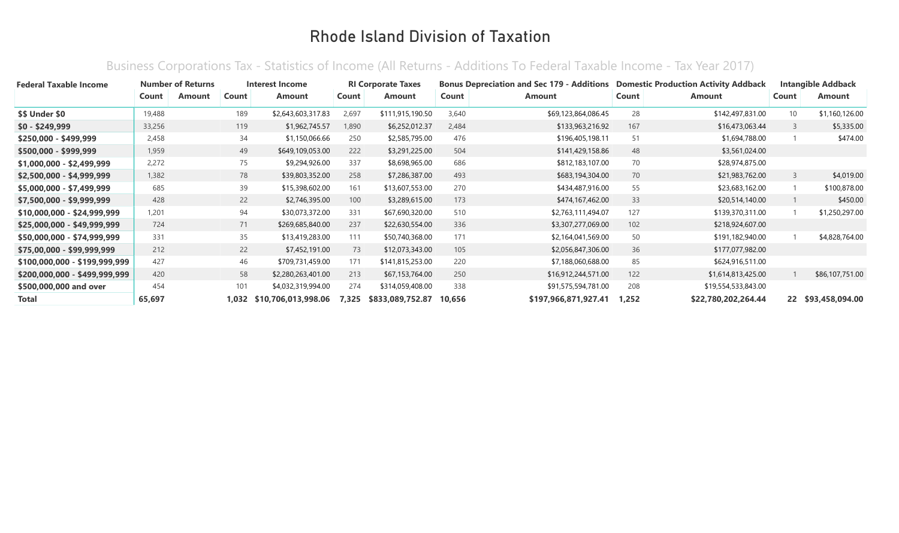# Rhode Island Division of Taxation

## Business Corporations Tax - Statistics of Income (All Returns - Additions To Federal Taxable Income - Tax Year 2017)

| Federal Taxable Income | Number of Returns | | Interest Income | | RI Corporate Taxes | | Bonus Depreciation and Sec 179 - Additions | | Domestic Production Activity Addback | | Intangible Addback | |
|---|---|---|---|---|---|---|---|---|---|---|---|---|
| | Count | Amount | Count | Amount | Count | Amount | Count | Amount | Count | Amount | Count | Amount |
| **$$ Under $0** | 19,488 | | 189 | $2,643,603,317.83 | 2,697 | $111,915,190.50 | 3,640 | $69,123,864,086.45 | 28 | $142,497,831.00 | 10 | $1,160,126.00 |
| **$0 - $249,999** | 33,256 | | 119 | $1,962,745.57 | 1,890 | $6,252,012.37 | 2,484 | $133,963,216.92 | 167 | $16,473,063.44 | 3 | $5,335.00 |
| **$250,000 - $499,999** | 2,458 | | 34 | $1,150,066.66 | 250 | $2,585,795.00 | 476 | $196,405,198.11 | 51 | $1,694,788.00 | 1 | $474.00 |
| **$500,000 - $999,999** | 1,959 | | 49 | $649,109,053.00 | 222 | $3,291,225.00 | 504 | $141,429,158.86 | 48 | $3,561,024.00 | | |
| **$1,000,000 - $2,499,999** | 2,272 | | 75 | $9,294,926.00 | 337 | $8,698,965.00 | 686 | $812,183,107.00 | 70 | $28,974,875.00 | | |
| **$2,500,000 - $4,999,999** | 1,382 | | 78 | $39,803,352.00 | 258 | $7,286,387.00 | 493 | $683,194,304.00 | 70 | $21,983,762.00 | 3 | $4,019.00 |
| **$5,000,000 - $7,499,999** | 685 | | 39 | $15,398,602.00 | 161 | $13,607,553.00 | 270 | $434,487,916.00 | 55 | $23,683,162.00 | 1 | $100,878.00 |
| **$7,500,000 - $9,999,999** | 428 | | 22 | $2,746,395.00 | 100 | $3,289,615.00 | 173 | $474,167,462.00 | 33 | $20,514,140.00 | 1 | $450.00 |
| **$10,000,000 - $24,999,999** | 1,201 | | 94 | $30,073,372.00 | 331 | $67,690,320.00 | 510 | $2,763,111,494.07 | 127 | $139,370,311.00 | 1 | $1,250,297.00 |
| **$25,000,000 - $49,999,999** | 724 | | 71 | $269,685,840.00 | 237 | $22,630,554.00 | 336 | $3,307,277,069.00 | 102 | $218,924,607.00 | | |
| **$50,000,000 - $74,999,999** | 331 | | 35 | $13,419,283.00 | 111 | $50,740,368.00 | 171 | $2,164,041,569.00 | 50 | $191,182,940.00 | 1 | $4,828,764.00 |
| **$75,00,000 - $99,999,999** | 212 | | 22 | $7,452,191.00 | 73 | $12,073,343.00 | 105 | $2,056,847,306.00 | 36 | $177,077,982.00 | | |
| **$100,000,000 - $199,999,999** | 427 | | 46 | $709,731,459.00 | 171 | $141,815,253.00 | 220 | $7,188,060,688.00 | 85 | $624,916,511.00 | | |
| **$200,000,000 - $499,999,999** | 420 | | 58 | $2,280,263,401.00 | 213 | $67,153,764.00 | 250 | $16,912,244,571.00 | 122 | $1,614,813,425.00 | 1 | $86,107,751.00 |
| **$500,000,000 and over** | 454 | | 101 | $4,032,319,994.00 | 274 | $314,059,408.00 | 338 | $91,575,594,781.00 | 208 | $19,554,533,843.00 | | |
| **Total** | **65,697** | | **1,032** | **$10,706,013,998.06** | **7,325** | **$833,089,752.87** | **10,656** | **$197,966,871,927.41** | **1,252** | **$22,780,202,264.44** | **22** | **$93,458,094.00** |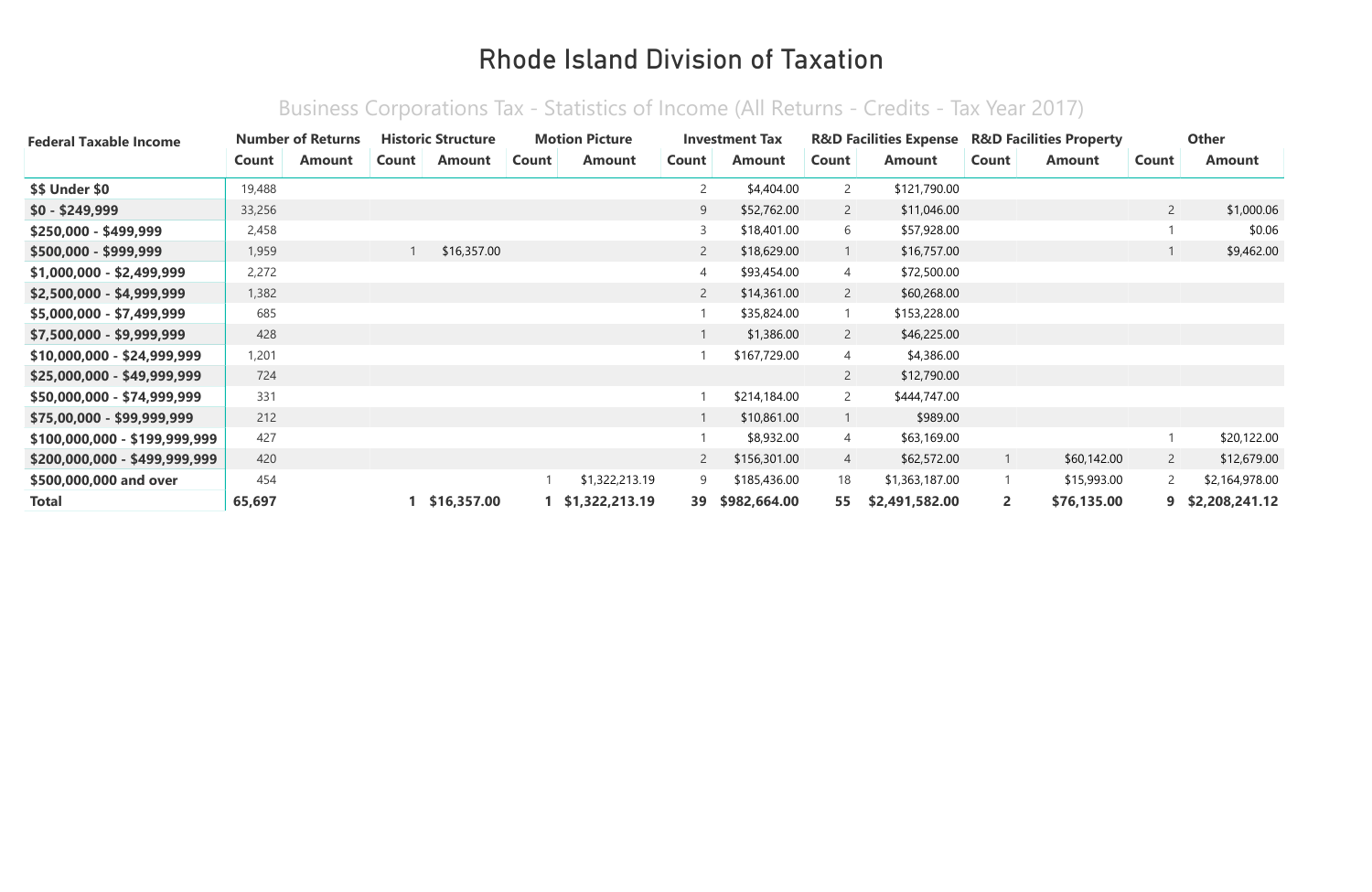# Rhode Island Division of Taxation

## Business Corporations Tax - Statistics of Income (All Returns - Credits - Tax Year 2017)

| Federal Taxable Income | Number of Returns | | Historic Structure | | Motion Picture | | Investment Tax | | R&D Facilities Expense | | R&D Facilities Property | | Other | |
|---|---|---|---|---|---|---|---|---|---|---|---|---|---|---|
| | Count | Amount | Count | Amount | Count | Amount | Count | Amount | Count | Amount | Count | Amount | Count | Amount |
| $$ Under $0 | 19,488 | | | | | | 2 | $4,404.00 | 2 | $121,790.00 | | | | |
| $0 - $249,999 | 33,256 | | | | | | 9 | $52,762.00 | 2 | $11,046.00 | | | 2 | $1,000.06 |
| $250,000 - $499,999 | 2,458 | | | | | | 3 | $18,401.00 | 6 | $57,928.00 | | | 1 | $0.06 |
| $500,000 - $999,999 | 1,959 | | 1 | $16,357.00 | | | 2 | $18,629.00 | 1 | $16,757.00 | | | 1 | $9,462.00 |
| $1,000,000 - $2,499,999 | 2,272 | | | | | | 4 | $93,454.00 | 4 | $72,500.00 | | | | |
| $2,500,000 - $4,999,999 | 1,382 | | | | | | 2 | $14,361.00 | 2 | $60,268.00 | | | | |
| $5,000,000 - $7,499,999 | 685 | | | | | | 1 | $35,824.00 | 1 | $153,228.00 | | | | |
| $7,500,000 - $9,999,999 | 428 | | | | | | 1 | $1,386.00 | 2 | $46,225.00 | | | | |
| $10,000,000 - $24,999,999 | 1,201 | | | | | | 1 | $167,729.00 | 4 | $4,386.00 | | | | |
| $25,000,000 - $49,999,999 | 724 | | | | | | | | 2 | $12,790.00 | | | | |
| $50,000,000 - $74,999,999 | 331 | | | | | | 1 | $214,184.00 | 2 | $444,747.00 | | | | |
| $75,00,000 - $99,999,999 | 212 | | | | | | 1 | $10,861.00 | 1 | $989.00 | | | | |
| $100,000,000 - $199,999,999 | 427 | | | | | | 1 | $8,932.00 | 4 | $63,169.00 | | | 1 | $20,122.00 |
| $200,000,000 - $499,999,999 | 420 | | | | | | 2 | $156,301.00 | 4 | $62,572.00 | 1 | $60,142.00 | 2 | $12,679.00 |
| $500,000,000 and over | 454 | | | | 1 | $1,322,213.19 | 9 | $185,436.00 | 18 | $1,363,187.00 | 1 | $15,993.00 | 2 | $2,164,978.00 |
| **Total** | **65,697** | | **1** | **$16,357.00** | **1** | **$1,322,213.19** | **39** | **$982,664.00** | **55** | **$2,491,582.00** | **2** | **$76,135.00** | **9** | **$2,208,241.12** |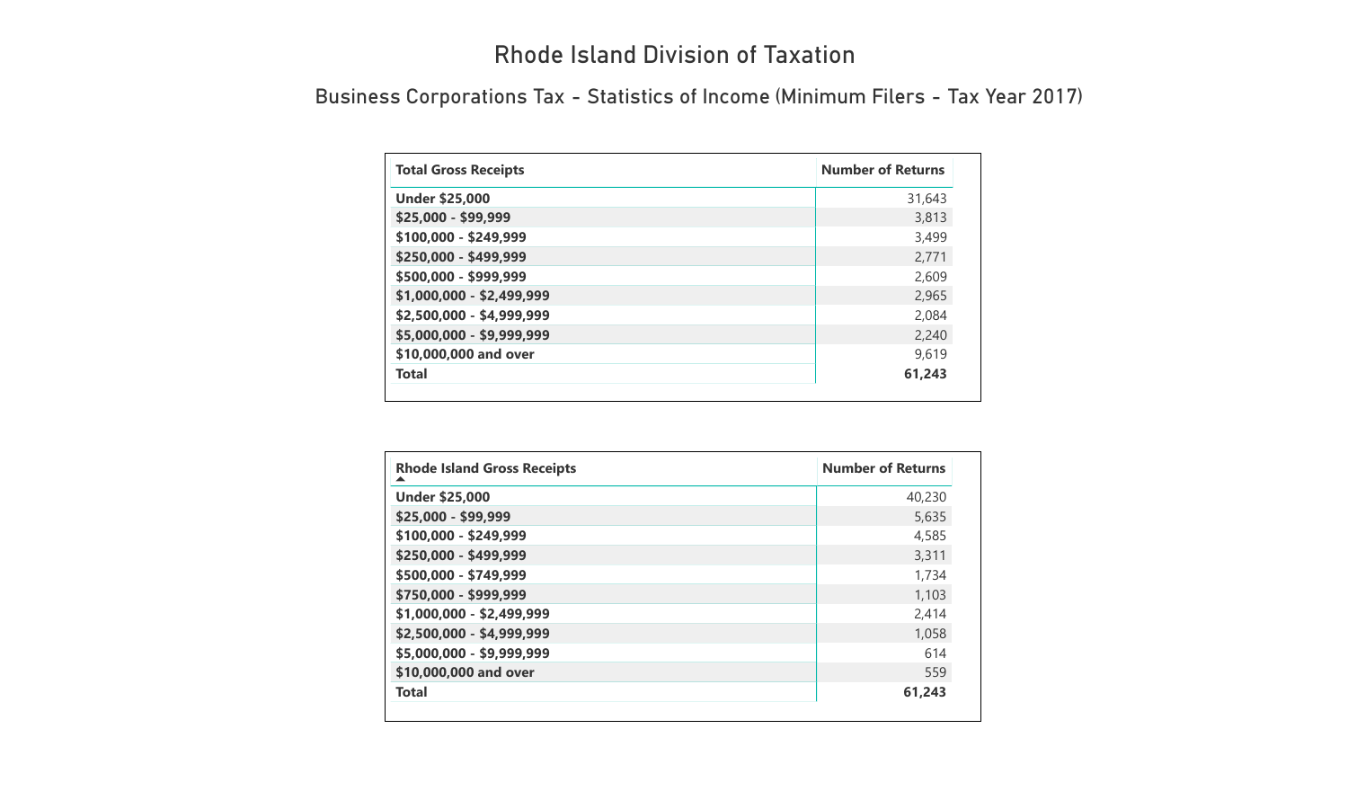# Rhode Island Division of Taxation

## Business Corporations Tax - Statistics of Income (Minimum Filers - Tax Year 2017)

| Total Gross Receipts | Number of Returns |
|---|---|
| Under $25,000 | 31,643 |
| $25,000 - $99,999 | 3,813 |
| $100,000 - $249,999 | 3,499 |
| $250,000 - $499,999 | 2,771 |
| $500,000 - $999,999 | 2,609 |
| $1,000,000 - $2,499,999 | 2,965 |
| $2,500,000 - $4,999,999 | 2,084 |
| $5,000,000 - $9,999,999 | 2,240 |
| $10,000,000 and over | 9,619 |
| **Total** | **61,243** |

| Rhode Island Gross Receipts | Number of Returns |
|---|---|
| Under $25,000 | 40,230 |
| $25,000 - $99,999 | 5,635 |
| $100,000 - $249,999 | 4,585 |
| $250,000 - $499,999 | 3,311 |
| $500,000 - $749,999 | 1,734 |
| $750,000 - $999,999 | 1,103 |
| $1,000,000 - $2,499,999 | 2,414 |
| $2,500,000 - $4,999,999 | 1,058 |
| $5,000,000 - $9,999,999 | 614 |
| $10,000,000 and over | 559 |
| **Total** | **61,243** |